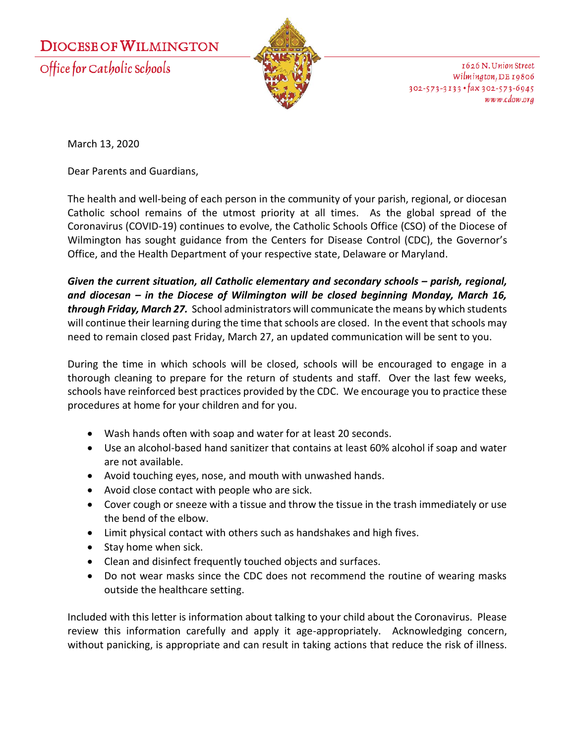# DIOCESE OF WILMINGTON

Office for Catholic Schools

1626 N. Union Street
Wilmington, DE 19806
302-573-3133 • fax 302-573-6945
www.cdow.org

March 13, 2020

Dear Parents and Guardians,

The health and well-being of each person in the community of your parish, regional, or diocesan Catholic school remains of the utmost priority at all times. As the global spread of the Coronavirus (COVID-19) continues to evolve, the Catholic Schools Office (CSO) of the Diocese of Wilmington has sought guidance from the Centers for Disease Control (CDC), the Governor's Office, and the Health Department of your respective state, Delaware or Maryland.

***Given the current situation, all Catholic elementary and secondary schools – parish, regional, and diocesan – in the Diocese of Wilmington will be closed beginning Monday, March 16, through Friday, March 27.*** School administrators will communicate the means by which students will continue their learning during the time that schools are closed. In the event that schools may need to remain closed past Friday, March 27, an updated communication will be sent to you.

During the time in which schools will be closed, schools will be encouraged to engage in a thorough cleaning to prepare for the return of students and staff. Over the last few weeks, schools have reinforced best practices provided by the CDC. We encourage you to practice these procedures at home for your children and for you.

- Wash hands often with soap and water for at least 20 seconds.
- Use an alcohol-based hand sanitizer that contains at least 60% alcohol if soap and water are not available.
- Avoid touching eyes, nose, and mouth with unwashed hands.
- Avoid close contact with people who are sick.
- Cover cough or sneeze with a tissue and throw the tissue in the trash immediately or use the bend of the elbow.
- Limit physical contact with others such as handshakes and high fives.
- Stay home when sick.
- Clean and disinfect frequently touched objects and surfaces.
- Do not wear masks since the CDC does not recommend the routine of wearing masks outside the healthcare setting.

Included with this letter is information about talking to your child about the Coronavirus. Please review this information carefully and apply it age-appropriately. Acknowledging concern, without panicking, is appropriate and can result in taking actions that reduce the risk of illness.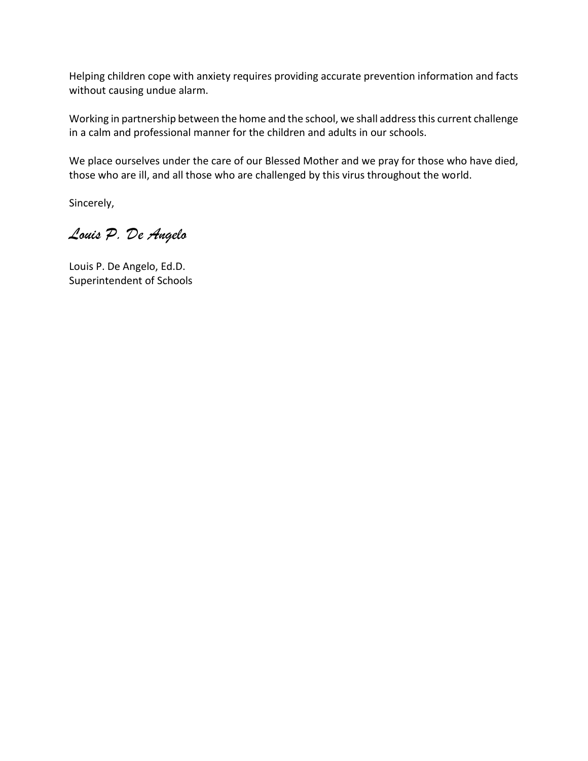Helping children cope with anxiety requires providing accurate prevention information and facts without causing undue alarm.

Working in partnership between the home and the school, we shall address this current challenge in a calm and professional manner for the children and adults in our schools.

We place ourselves under the care of our Blessed Mother and we pray for those who have died, those who are ill, and all those who are challenged by this virus throughout the world.

Sincerely,

*Louis P. De Angelo*

Louis P. De Angelo, Ed.D.
Superintendent of Schools